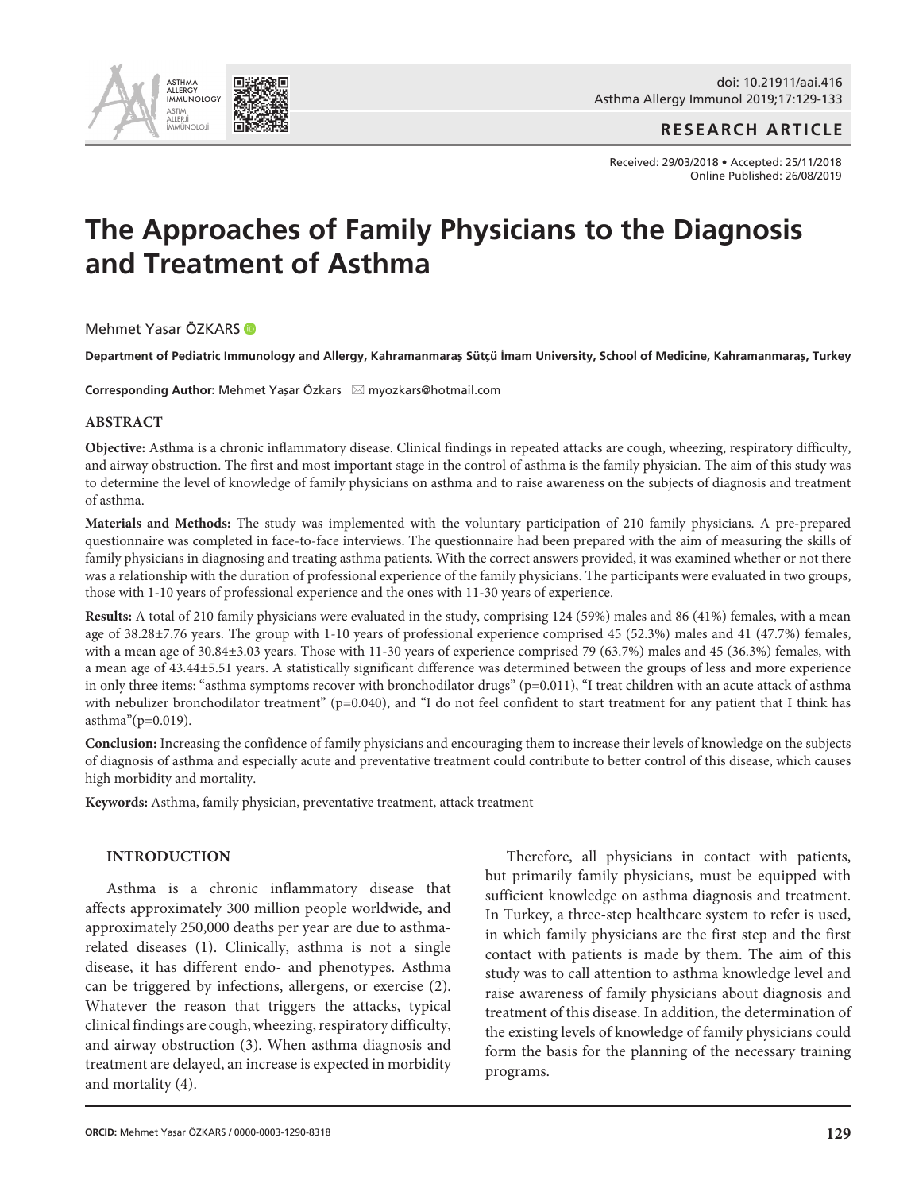doi: 10.21911/aai.416

**RESEARCH ARTICLE**

Received: 29/03/2018 • Accepted: 25/11/2018
Online Published: 26/08/2019

# The Approaches of Family Physicians to the Diagnosis and Treatment of Asthma

Mehmet Yaşar ÖZKARS

**Department of Pediatric Immunology and Allergy, Kahramanmaraş Sütçü İmam University, School of Medicine, Kahramanmaraş, Turkey**

**Corresponding Author:** Mehmet Yaşar Özkars myozkars@hotmail.com

## ABSTRACT

**Objective:** Asthma is a chronic inflammatory disease. Clinical findings in repeated attacks are cough, wheezing, respiratory difficulty, and airway obstruction. The first and most important stage in the control of asthma is the family physician. The aim of this study was to determine the level of knowledge of family physicians on asthma and to raise awareness on the subjects of diagnosis and treatment of asthma.

**Materials and Methods:** The study was implemented with the voluntary participation of 210 family physicians. A pre-prepared questionnaire was completed in face-to-face interviews. The questionnaire had been prepared with the aim of measuring the skills of family physicians in diagnosing and treating asthma patients. With the correct answers provided, it was examined whether or not there was a relationship with the duration of professional experience of the family physicians. The participants were evaluated in two groups, those with 1-10 years of professional experience and the ones with 11-30 years of experience.

**Results:** A total of 210 family physicians were evaluated in the study, comprising 124 (59%) males and 86 (41%) females, with a mean age of 38.28±7.76 years. The group with 1-10 years of professional experience comprised 45 (52.3%) males and 41 (47.7%) females, with a mean age of 30.84±3.03 years. Those with 11-30 years of experience comprised 79 (63.7%) males and 45 (36.3%) females, with a mean age of 43.44±5.51 years. A statistically significant difference was determined between the groups of less and more experience in only three items: "asthma symptoms recover with bronchodilator drugs" (p=0.011), "I treat children with an acute attack of asthma with nebulizer bronchodilator treatment" (p=0.040), and "I do not feel confident to start treatment for any patient that I think has asthma"(p=0.019).

**Conclusion:** Increasing the confidence of family physicians and encouraging them to increase their levels of knowledge on the subjects of diagnosis of asthma and especially acute and preventative treatment could contribute to better control of this disease, which causes high morbidity and mortality.

**Keywords:** Asthma, family physician, preventative treatment, attack treatment

## INTRODUCTION

Asthma is a chronic inflammatory disease that affects approximately 300 million people worldwide, and approximately 250,000 deaths per year are due to asthma-related diseases (1). Clinically, asthma is not a single disease, it has different endo- and phenotypes. Asthma can be triggered by infections, allergens, or exercise (2). Whatever the reason that triggers the attacks, typical clinical findings are cough, wheezing, respiratory difficulty, and airway obstruction (3). When asthma diagnosis and treatment are delayed, an increase is expected in morbidity and mortality (4).

Therefore, all physicians in contact with patients, but primarily family physicians, must be equipped with sufficient knowledge on asthma diagnosis and treatment. In Turkey, a three-step healthcare system to refer is used, in which family physicians are the first step and the first contact with patients is made by them. The aim of this study was to call attention to asthma knowledge level and raise awareness of family physicians about diagnosis and treatment of this disease. In addition, the determination of the existing levels of knowledge of family physicians could form the basis for the planning of the necessary training programs.

**ORCID:** Mehmet Yaşar ÖZKARS / 0000-0003-1290-8318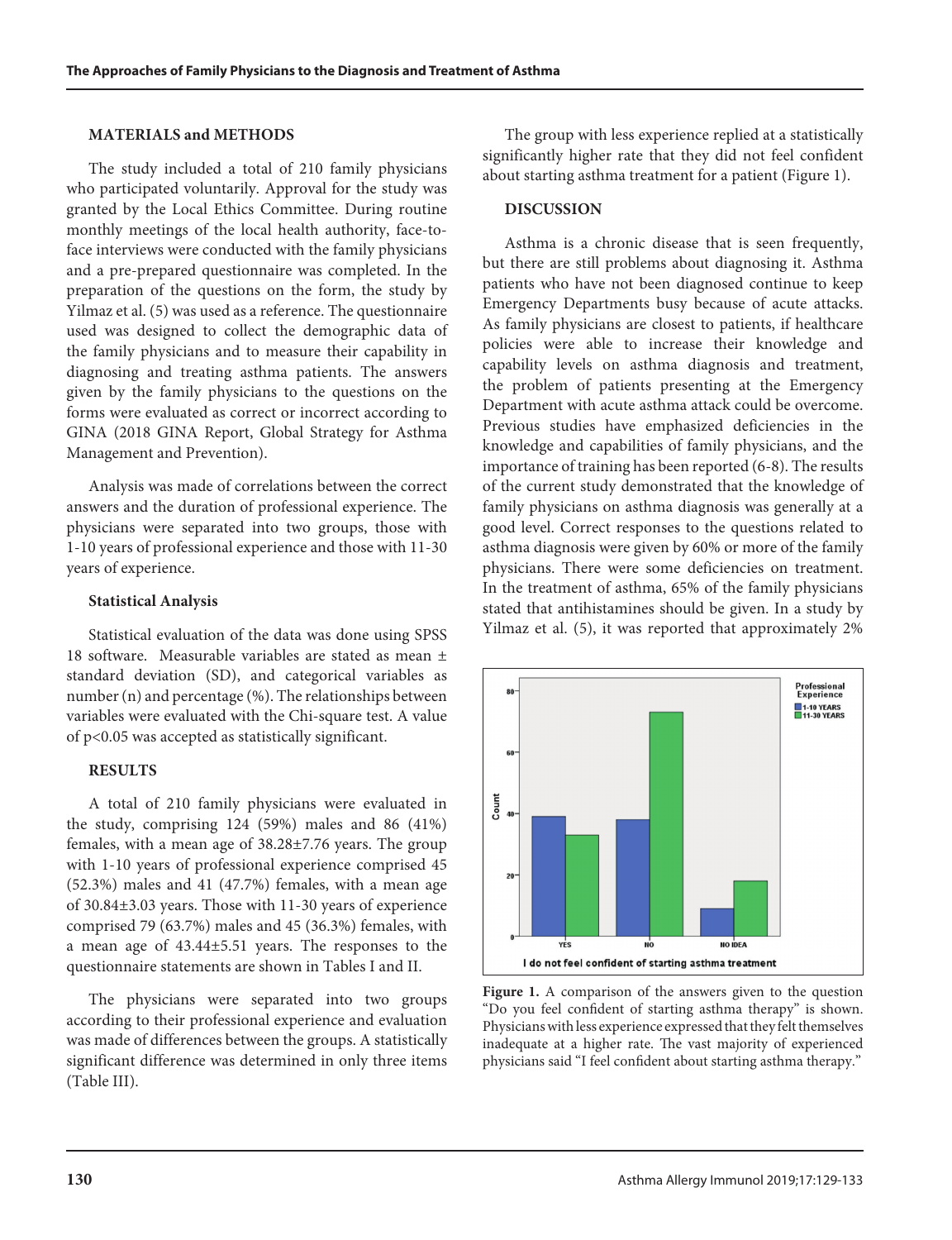## MATERIALS and METHODS

The study included a total of 210 family physicians who participated voluntarily. Approval for the study was granted by the Local Ethics Committee. During routine monthly meetings of the local health authority, face-to-face interviews were conducted with the family physicians and a pre-prepared questionnaire was completed. In the preparation of the questions on the form, the study by Yilmaz et al. (5) was used as a reference. The questionnaire used was designed to collect the demographic data of the family physicians and to measure their capability in diagnosing and treating asthma patients. The answers given by the family physicians to the questions on the forms were evaluated as correct or incorrect according to GINA (2018 GINA Report, Global Strategy for Asthma Management and Prevention).

Analysis was made of correlations between the correct answers and the duration of professional experience. The physicians were separated into two groups, those with 1-10 years of professional experience and those with 11-30 years of experience.

### Statistical Analysis

Statistical evaluation of the data was done using SPSS 18 software. Measurable variables are stated as mean ± standard deviation (SD), and categorical variables as number (n) and percentage (%). The relationships between variables were evaluated with the Chi-square test. A value of $p<0.05$ was accepted as statistically significant.

## RESULTS

A total of 210 family physicians were evaluated in the study, comprising 124 (59%) males and 86 (41%) females, with a mean age of 38.28±7.76 years. The group with 1-10 years of professional experience comprised 45 (52.3%) males and 41 (47.7%) females, with a mean age of 30.84±3.03 years. Those with 11-30 years of experience comprised 79 (63.7%) males and 45 (36.3%) females, with a mean age of 43.44±5.51 years. The responses to the questionnaire statements are shown in Tables I and II.

The physicians were separated into two groups according to their professional experience and evaluation was made of differences between the groups. A statistically significant difference was determined in only three items (Table III).

The group with less experience replied at a statistically significantly higher rate that they did not feel confident about starting asthma treatment for a patient (Figure 1).

## DISCUSSION

Asthma is a chronic disease that is seen frequently, but there are still problems about diagnosing it. Asthma patients who have not been diagnosed continue to keep Emergency Departments busy because of acute attacks. As family physicians are closest to patients, if healthcare policies were able to increase their knowledge and capability levels on asthma diagnosis and treatment, the problem of patients presenting at the Emergency Department with acute asthma attack could be overcome. Previous studies have emphasized deficiencies in the knowledge and capabilities of family physicians, and the importance of training has been reported (6-8). The results of the current study demonstrated that the knowledge of family physicians on asthma diagnosis was generally at a good level. Correct responses to the questions related to asthma diagnosis were given by 60% or more of the family physicians. There were some deficiencies on treatment. In the treatment of asthma, 65% of the family physicians stated that antihistamines should be given. In a study by Yilmaz et al. (5), it was reported that approximately 2%

Professional Experience
1-10 YEARS
11-30 YEARS
Count
0
20
40
60
80
YES
NO
NO IDEA
I do not feel confident of starting asthma treatment

**Figure 1.** A comparison of the answers given to the question "Do you feel confident of starting asthma therapy" is shown. Physicians with less experience expressed that they felt themselves inadequate at a higher rate. The vast majority of experienced physicians said "I feel confident about starting asthma therapy."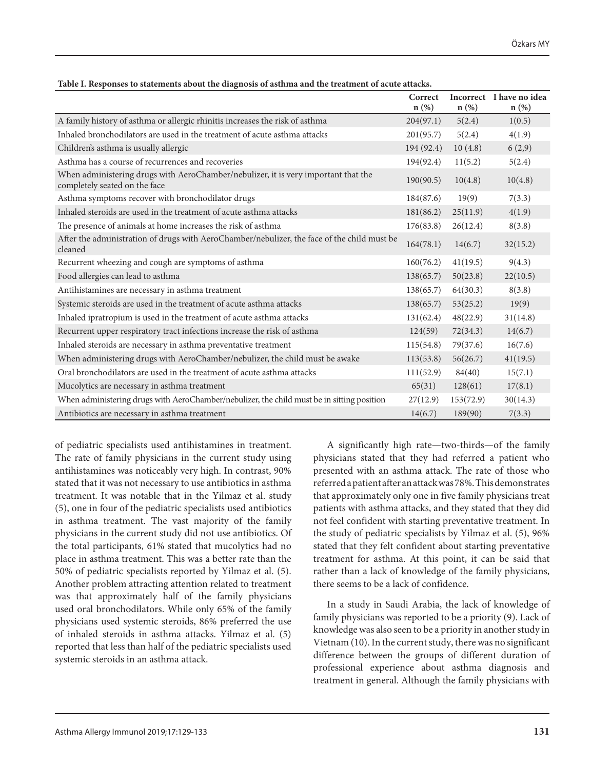**Table I. Responses to statements about the diagnosis of asthma and the treatment of acute attacks.**

| | Correct n (%) | Incorrect n (%) | I have no idea n (%) |
|---|---|---|---|
| A family history of asthma or allergic rhinitis increases the risk of asthma | 204(97.1) | 5(2.4) | 1(0.5) |
| Inhaled bronchodilators are used in the treatment of acute asthma attacks | 201(95.7) | 5(2.4) | 4(1.9) |
| Children's asthma is usually allergic | 194 (92.4) | 10 (4.8) | 6 (2,9) |
| Asthma has a course of recurrences and recoveries | 194(92.4) | 11(5.2) | 5(2.4) |
| When administering drugs with AeroChamber/nebulizer, it is very important that the completely seated on the face | 190(90.5) | 10(4.8) | 10(4.8) |
| Asthma symptoms recover with bronchodilator drugs | 184(87.6) | 19(9) | 7(3.3) |
| Inhaled steroids are used in the treatment of acute asthma attacks | 181(86.2) | 25(11.9) | 4(1.9) |
| The presence of animals at home increases the risk of asthma | 176(83.8) | 26(12.4) | 8(3.8) |
| After the administration of drugs with AeroChamber/nebulizer, the face of the child must be cleaned | 164(78.1) | 14(6.7) | 32(15.2) |
| Recurrent wheezing and cough are symptoms of asthma | 160(76.2) | 41(19.5) | 9(4.3) |
| Food allergies can lead to asthma | 138(65.7) | 50(23.8) | 22(10.5) |
| Antihistamines are necessary in asthma treatment | 138(65.7) | 64(30.3) | 8(3.8) |
| Systemic steroids are used in the treatment of acute asthma attacks | 138(65.7) | 53(25.2) | 19(9) |
| Inhaled ipratropium is used in the treatment of acute asthma attacks | 131(62.4) | 48(22.9) | 31(14.8) |
| Recurrent upper respiratory tract infections increase the risk of asthma | 124(59) | 72(34.3) | 14(6.7) |
| Inhaled steroids are necessary in asthma preventative treatment | 115(54.8) | 79(37.6) | 16(7.6) |
| When administering drugs with AeroChamber/nebulizer, the child must be awake | 113(53.8) | 56(26.7) | 41(19.5) |
| Oral bronchodilators are used in the treatment of acute asthma attacks | 111(52.9) | 84(40) | 15(7.1) |
| Mucolytics are necessary in asthma treatment | 65(31) | 128(61) | 17(8.1) |
| When administering drugs with AeroChamber/nebulizer, the child must be in sitting position | 27(12.9) | 153(72.9) | 30(14.3) |
| Antibiotics are necessary in asthma treatment | 14(6.7) | 189(90) | 7(3.3) |

of pediatric specialists used antihistamines in treatment. The rate of family physicians in the current study using antihistamines was noticeably very high. In contrast, 90% stated that it was not necessary to use antibiotics in asthma treatment. It was notable that in the Yilmaz et al. study (5), one in four of the pediatric specialists used antibiotics in asthma treatment. The vast majority of the family physicians in the current study did not use antibiotics. Of the total participants, 61% stated that mucolytics had no place in asthma treatment. This was a better rate than the 50% of pediatric specialists reported by Yilmaz et al. (5). Another problem attracting attention related to treatment was that approximately half of the family physicians used oral bronchodilators. While only 65% of the family physicians used systemic steroids, 86% preferred the use of inhaled steroids in asthma attacks. Yilmaz et al. (5) reported that less than half of the pediatric specialists used systemic steroids in an asthma attack.

A significantly high rate—two-thirds—of the family physicians stated that they had referred a patient who presented with an asthma attack. The rate of those who referred a patient after an attack was 78%. This demonstrates that approximately only one in five family physicians treat patients with asthma attacks, and they stated that they did not feel confident with starting preventative treatment. In the study of pediatric specialists by Yilmaz et al. (5), 96% stated that they felt confident about starting preventative treatment for asthma. At this point, it can be said that rather than a lack of knowledge of the family physicians, there seems to be a lack of confidence.

In a study in Saudi Arabia, the lack of knowledge of family physicians was reported to be a priority (9). Lack of knowledge was also seen to be a priority in another study in Vietnam (10). In the current study, there was no significant difference between the groups of different duration of professional experience about asthma diagnosis and treatment in general. Although the family physicians with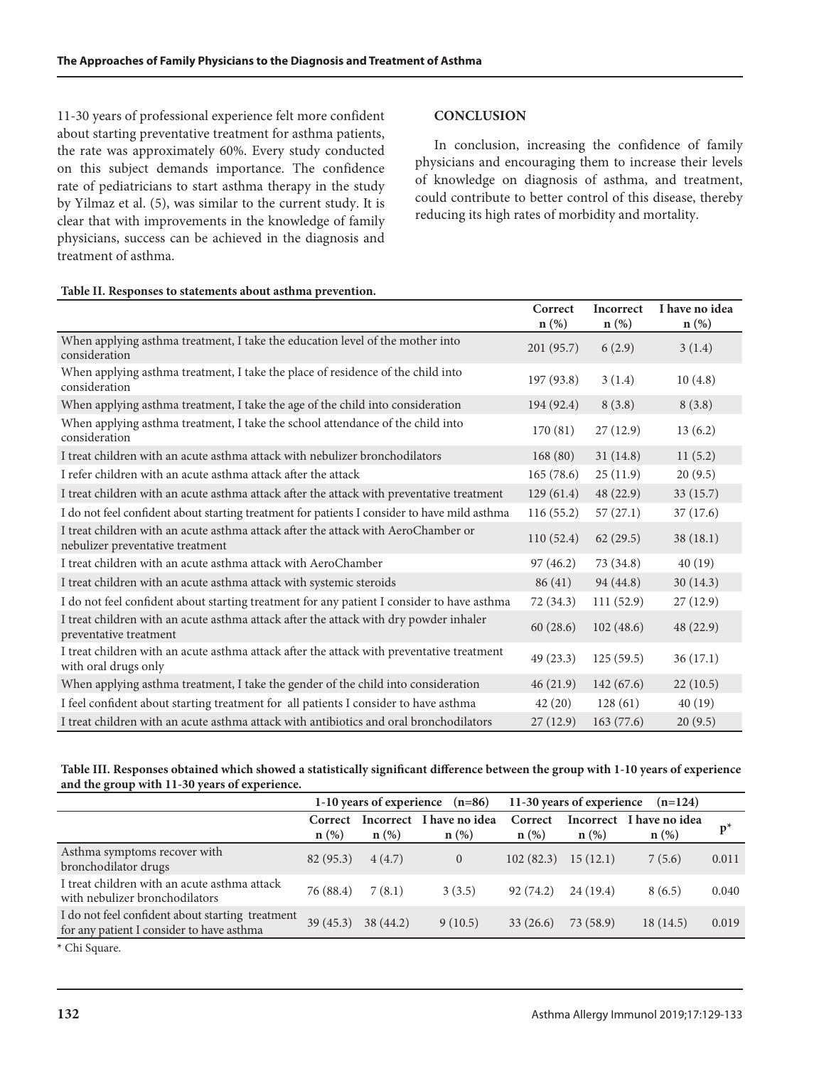11-30 years of professional experience felt more confident about starting preventative treatment for asthma patients, the rate was approximately 60%. Every study conducted on this subject demands importance. The confidence rate of pediatricians to start asthma therapy in the study by Yilmaz et al. (5), was similar to the current study. It is clear that with improvements in the knowledge of family physicians, success can be achieved in the diagnosis and treatment of asthma.

## CONCLUSION

In conclusion, increasing the confidence of family physicians and encouraging them to increase their levels of knowledge on diagnosis of asthma, and treatment, could contribute to better control of this disease, thereby reducing its high rates of morbidity and mortality.

**Table II. Responses to statements about asthma prevention.**

| | Correct n (%) | Incorrect n (%) | I have no idea n (%) |
|---|---|---|---|
| When applying asthma treatment, I take the education level of the mother into consideration | 201 (95.7) | 6 (2.9) | 3 (1.4) |
| When applying asthma treatment, I take the place of residence of the child into consideration | 197 (93.8) | 3 (1.4) | 10 (4.8) |
| When applying asthma treatment, I take the age of the child into consideration | 194 (92.4) | 8 (3.8) | 8 (3.8) |
| When applying asthma treatment, I take the school attendance of the child into consideration | 170 (81) | 27 (12.9) | 13 (6.2) |
| I treat children with an acute asthma attack with nebulizer bronchodilators | 168 (80) | 31 (14.8) | 11 (5.2) |
| I refer children with an acute asthma attack after the attack | 165 (78.6) | 25 (11.9) | 20 (9.5) |
| I treat children with an acute asthma attack after the attack with preventative treatment | 129 (61.4) | 48 (22.9) | 33 (15.7) |
| I do not feel confident about starting treatment for patients I consider to have mild asthma | 116 (55.2) | 57 (27.1) | 37 (17.6) |
| I treat children with an acute asthma attack after the attack with AeroChamber or nebulizer preventative treatment | 110 (52.4) | 62 (29.5) | 38 (18.1) |
| I treat children with an acute asthma attack with AeroChamber | 97 (46.2) | 73 (34.8) | 40 (19) |
| I treat children with an acute asthma attack with systemic steroids | 86 (41) | 94 (44.8) | 30 (14.3) |
| I do not feel confident about starting treatment for any patient I consider to have asthma | 72 (34.3) | 111 (52.9) | 27 (12.9) |
| I treat children with an acute asthma attack after the attack with dry powder inhaler preventative treatment | 60 (28.6) | 102 (48.6) | 48 (22.9) |
| I treat children with an acute asthma attack after the attack with preventative treatment with oral drugs only | 49 (23.3) | 125 (59.5) | 36 (17.1) |
| When applying asthma treatment, I take the gender of the child into consideration | 46 (21.9) | 142 (67.6) | 22 (10.5) |
| I feel confident about starting treatment for all patients I consider to have asthma | 42 (20) | 128 (61) | 40 (19) |
| I treat children with an acute asthma attack with antibiotics and oral bronchodilators | 27 (12.9) | 163 (77.6) | 20 (9.5) |

**Table III. Responses obtained which showed a statistically significant difference between the group with 1-10 years of experience and the group with 11-30 years of experience.**

| | 1-10 years of experience (n=86) | | | 11-30 years of experience (n=124) | | | |
|---|---|---|---|---|---|---|---|
| | Correct n (%) | Incorrect n (%) | I have no idea n (%) | Correct n (%) | Incorrect n (%) | I have no idea n (%) | p* |
| Asthma symptoms recover with bronchodilator drugs | 82 (95.3) | 4 (4.7) | 0 | 102 (82.3) | 15 (12.1) | 7 (5.6) | 0.011 |
| I treat children with an acute asthma attack with nebulizer bronchodilators | 76 (88.4) | 7 (8.1) | 3 (3.5) | 92 (74.2) | 24 (19.4) | 8 (6.5) | 0.040 |
| I do not feel confident about starting treatment for any patient I consider to have asthma | 39 (45.3) | 38 (44.2) | 9 (10.5) | 33 (26.6) | 73 (58.9) | 18 (14.5) | 0.019 |

\* Chi Square.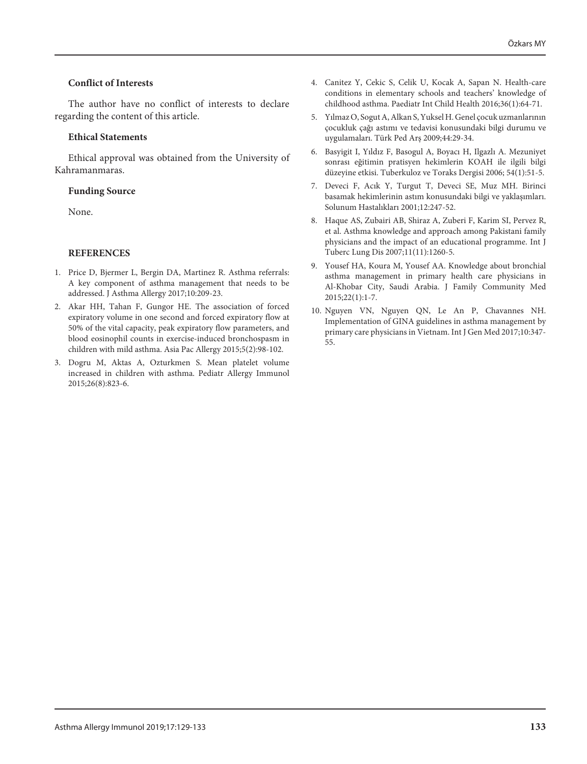### Conflict of Interests

The author have no conflict of interests to declare regarding the content of this article.

### Ethical Statements

Ethical approval was obtained from the University of Kahramanmaras.

### Funding Source

None.

### REFERENCES

1. Price D, Bjermer L, Bergin DA, Martinez R. Asthma referrals: A key component of asthma management that needs to be addressed. J Asthma Allergy 2017;10:209-23.
2. Akar HH, Tahan F, Gungor HE. The association of forced expiratory volume in one second and forced expiratory flow at 50% of the vital capacity, peak expiratory flow parameters, and blood eosinophil counts in exercise-induced bronchospasm in children with mild asthma. Asia Pac Allergy 2015;5(2):98-102.
3. Dogru M, Aktas A, Ozturkmen S. Mean platelet volume increased in children with asthma. Pediatr Allergy Immunol 2015;26(8):823-6.
4. Canitez Y, Cekic S, Celik U, Kocak A, Sapan N. Health-care conditions in elementary schools and teachers' knowledge of childhood asthma. Paediatr Int Child Health 2016;36(1):64-71.
5. Yılmaz O, Sogut A, Alkan S, Yuksel H. Genel çocuk uzmanlarının çocukluk çağı astımı ve tedavisi konusundaki bilgi durumu ve uygulamaları. Türk Ped Arş 2009;44:29-34.
6. Basyigit I, Yıldız F, Basogul A, Boyacı H, Ilgazlı A. Mezuniyet sonrası eğitimin pratisyen hekimlerin KOAH ile ilgili bilgi düzeyine etkisi. Tuberkuloz ve Toraks Dergisi 2006; 54(1):51-5.
7. Deveci F, Acık Y, Turgut T, Deveci SE, Muz MH. Birinci basamak hekimlerinin astım konusundaki bilgi ve yaklaşımları. Solunum Hastalıkları 2001;12:247-52.
8. Haque AS, Zubairi AB, Shiraz A, Zuberi F, Karim SI, Pervez R, et al. Asthma knowledge and approach among Pakistani family physicians and the impact of an educational programme. Int J Tuberc Lung Dis 2007;11(11):1260-5.
9. Yousef HA, Koura M, Yousef AA. Knowledge about bronchial asthma management in primary health care physicians in Al-Khobar City, Saudi Arabia. J Family Community Med 2015;22(1):1-7.
10. Nguyen VN, Nguyen QN, Le An P, Chavannes NH. Implementation of GINA guidelines in asthma management by primary care physicians in Vietnam. Int J Gen Med 2017;10:347-55.